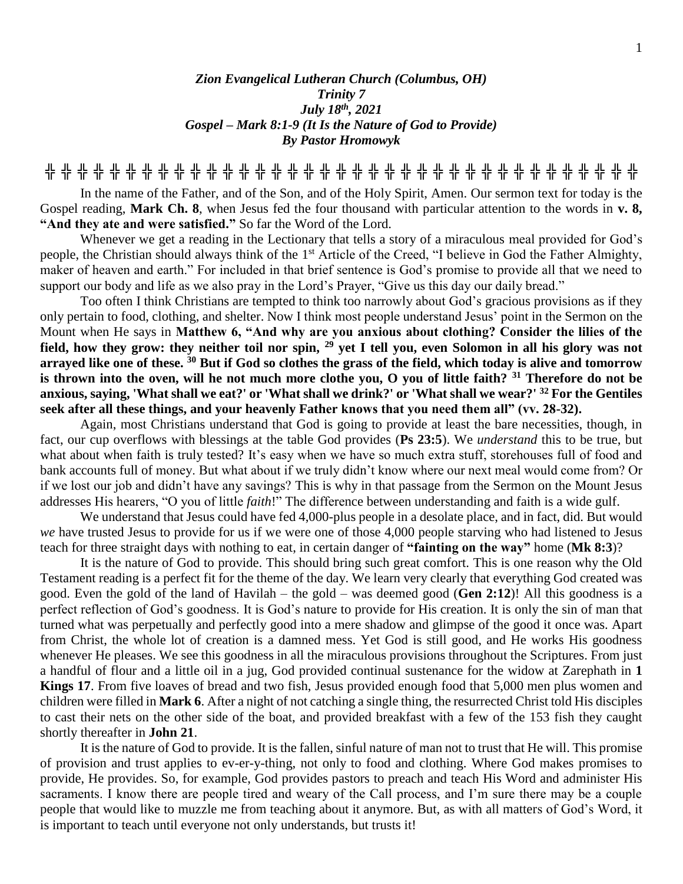***Zion Evangelical Lutheran Church (Columbus, OH)***
***Trinity 7***
***July 18th, 2021***
***Gospel – Mark 8:1-9 (It Is the Nature of God to Provide)***
***By Pastor Hromowyk***

╬ ╬ ╬ ╬ ╬ ╬ ╬ ╬ ╬ ╬ ╬ ╬ ╬ ╬ ╬ ╬ ╬ ╬ ╬ ╬ ╬ ╬ ╬ ╬ ╬ ╬ ╬ ╬ ╬ ╬ ╬ ╬ ╬ ╬ ╬ ╬ ╬ ╬ ╬

In the name of the Father, and of the Son, and of the Holy Spirit, Amen. Our sermon text for today is the Gospel reading, **Mark Ch. 8**, when Jesus fed the four thousand with particular attention to the words in **v. 8, "And they ate and were satisfied."** So far the Word of the Lord.

Whenever we get a reading in the Lectionary that tells a story of a miraculous meal provided for God's people, the Christian should always think of the 1st Article of the Creed, "I believe in God the Father Almighty, maker of heaven and earth." For included in that brief sentence is God's promise to provide all that we need to support our body and life as we also pray in the Lord's Prayer, "Give us this day our daily bread."

Too often I think Christians are tempted to think too narrowly about God's gracious provisions as if they only pertain to food, clothing, and shelter. Now I think most people understand Jesus' point in the Sermon on the Mount when He says in **Matthew 6, "And why are you anxious about clothing? Consider the lilies of the field, how they grow: they neither toil nor spin, 29 yet I tell you, even Solomon in all his glory was not arrayed like one of these. 30 But if God so clothes the grass of the field, which today is alive and tomorrow is thrown into the oven, will he not much more clothe you, O you of little faith? 31 Therefore do not be anxious, saying, 'What shall we eat?' or 'What shall we drink?' or 'What shall we wear?' 32 For the Gentiles seek after all these things, and your heavenly Father knows that you need them all" (vv. 28-32).**

Again, most Christians understand that God is going to provide at least the bare necessities, though, in fact, our cup overflows with blessings at the table God provides (**Ps 23:5**). We *understand* this to be true, but what about when faith is truly tested? It's easy when we have so much extra stuff, storehouses full of food and bank accounts full of money. But what about if we truly didn't know where our next meal would come from? Or if we lost our job and didn't have any savings? This is why in that passage from the Sermon on the Mount Jesus addresses His hearers, "O you of little *faith*!" The difference between understanding and faith is a wide gulf.

We understand that Jesus could have fed 4,000-plus people in a desolate place, and in fact, did. But would *we* have trusted Jesus to provide for us if we were one of those 4,000 people starving who had listened to Jesus teach for three straight days with nothing to eat, in certain danger of **"fainting on the way"** home (**Mk 8:3**)?

It is the nature of God to provide. This should bring such great comfort. This is one reason why the Old Testament reading is a perfect fit for the theme of the day. We learn very clearly that everything God created was good. Even the gold of the land of Havilah – the gold – was deemed good (**Gen 2:12**)! All this goodness is a perfect reflection of God's goodness. It is God's nature to provide for His creation. It is only the sin of man that turned what was perpetually and perfectly good into a mere shadow and glimpse of the good it once was. Apart from Christ, the whole lot of creation is a damned mess. Yet God is still good, and He works His goodness whenever He pleases. We see this goodness in all the miraculous provisions throughout the Scriptures. From just a handful of flour and a little oil in a jug, God provided continual sustenance for the widow at Zarephath in **1 Kings 17**. From five loaves of bread and two fish, Jesus provided enough food that 5,000 men plus women and children were filled in **Mark 6**. After a night of not catching a single thing, the resurrected Christ told His disciples to cast their nets on the other side of the boat, and provided breakfast with a few of the 153 fish they caught shortly thereafter in **John 21**.

It is the nature of God to provide. It is the fallen, sinful nature of man not to trust that He will. This promise of provision and trust applies to ev-er-y-thing, not only to food and clothing. Where God makes promises to provide, He provides. So, for example, God provides pastors to preach and teach His Word and administer His sacraments. I know there are people tired and weary of the Call process, and I'm sure there may be a couple people that would like to muzzle me from teaching about it anymore. But, as with all matters of God's Word, it is important to teach until everyone not only understands, but trusts it!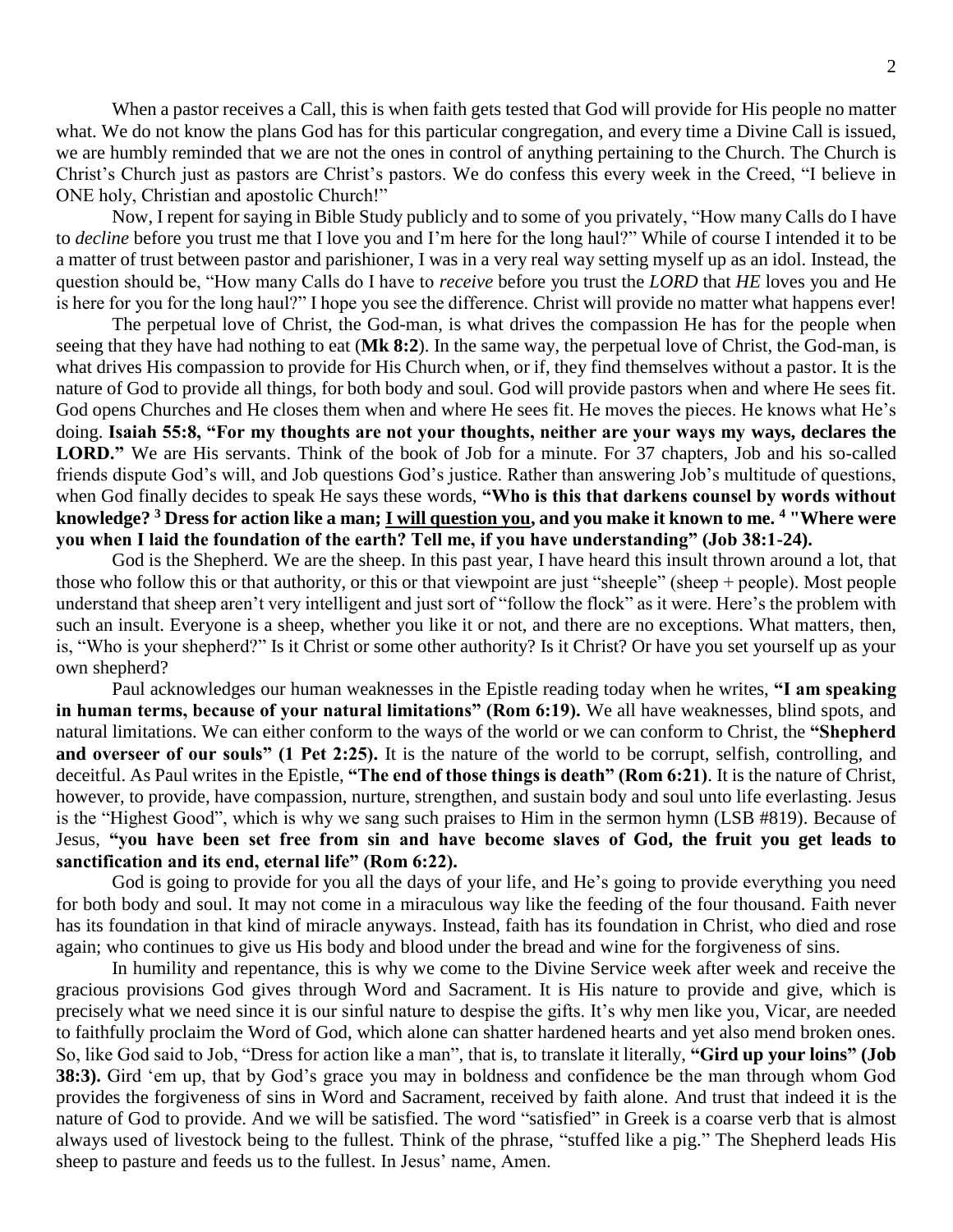When a pastor receives a Call, this is when faith gets tested that God will provide for His people no matter what. We do not know the plans God has for this particular congregation, and every time a Divine Call is issued, we are humbly reminded that we are not the ones in control of anything pertaining to the Church. The Church is Christ's Church just as pastors are Christ's pastors. We do confess this every week in the Creed, "I believe in ONE holy, Christian and apostolic Church!"

Now, I repent for saying in Bible Study publicly and to some of you privately, "How many Calls do I have to *decline* before you trust me that I love you and I'm here for the long haul?" While of course I intended it to be a matter of trust between pastor and parishioner, I was in a very real way setting myself up as an idol. Instead, the question should be, "How many Calls do I have to *receive* before you trust the *LORD* that *HE* loves you and He is here for you for the long haul?" I hope you see the difference. Christ will provide no matter what happens ever!

The perpetual love of Christ, the God-man, is what drives the compassion He has for the people when seeing that they have had nothing to eat (**Mk 8:2**). In the same way, the perpetual love of Christ, the God-man, is what drives His compassion to provide for His Church when, or if, they find themselves without a pastor. It is the nature of God to provide all things, for both body and soul. God will provide pastors when and where He sees fit. God opens Churches and He closes them when and where He sees fit. He moves the pieces. He knows what He's doing. **Isaiah 55:8, "For my thoughts are not your thoughts, neither are your ways my ways, declares the LORD."** We are His servants. Think of the book of Job for a minute. For 37 chapters, Job and his so-called friends dispute God's will, and Job questions God's justice. Rather than answering Job's multitude of questions, when God finally decides to speak He says these words, **"Who is this that darkens counsel by words without knowledge? [3] Dress for action like a man; <u>I will question you</u>, and you make it known to me. [4] "Where were you when I laid the foundation of the earth? Tell me, if you have understanding" (Job 38:1-24).**

God is the Shepherd. We are the sheep. In this past year, I have heard this insult thrown around a lot, that those who follow this or that authority, or this or that viewpoint are just "sheeple" (sheep + people). Most people understand that sheep aren't very intelligent and just sort of "follow the flock" as it were. Here's the problem with such an insult. Everyone is a sheep, whether you like it or not, and there are no exceptions. What matters, then, is, "Who is your shepherd?" Is it Christ or some other authority? Is it Christ? Or have you set yourself up as your own shepherd?

Paul acknowledges our human weaknesses in the Epistle reading today when he writes, **"I am speaking in human terms, because of your natural limitations" (Rom 6:19).** We all have weaknesses, blind spots, and natural limitations. We can either conform to the ways of the world or we can conform to Christ, the **"Shepherd and overseer of our souls" (1 Pet 2:25).** It is the nature of the world to be corrupt, selfish, controlling, and deceitful. As Paul writes in the Epistle, **"The end of those things is death" (Rom 6:21)**. It is the nature of Christ, however, to provide, have compassion, nurture, strengthen, and sustain body and soul unto life everlasting. Jesus is the "Highest Good", which is why we sang such praises to Him in the sermon hymn (LSB #819). Because of Jesus, **"you have been set free from sin and have become slaves of God, the fruit you get leads to sanctification and its end, eternal life" (Rom 6:22).**

God is going to provide for you all the days of your life, and He's going to provide everything you need for both body and soul. It may not come in a miraculous way like the feeding of the four thousand. Faith never has its foundation in that kind of miracle anyways. Instead, faith has its foundation in Christ, who died and rose again; who continues to give us His body and blood under the bread and wine for the forgiveness of sins.

In humility and repentance, this is why we come to the Divine Service week after week and receive the gracious provisions God gives through Word and Sacrament. It is His nature to provide and give, which is precisely what we need since it is our sinful nature to despise the gifts. It's why men like you, Vicar, are needed to faithfully proclaim the Word of God, which alone can shatter hardened hearts and yet also mend broken ones. So, like God said to Job, "Dress for action like a man", that is, to translate it literally, **"Gird up your loins" (Job 38:3).** Gird 'em up, that by God's grace you may in boldness and confidence be the man through whom God provides the forgiveness of sins in Word and Sacrament, received by faith alone. And trust that indeed it is the nature of God to provide. And we will be satisfied. The word "satisfied" in Greek is a coarse verb that is almost always used of livestock being to the fullest. Think of the phrase, "stuffed like a pig." The Shepherd leads His sheep to pasture and feeds us to the fullest. In Jesus' name, Amen.